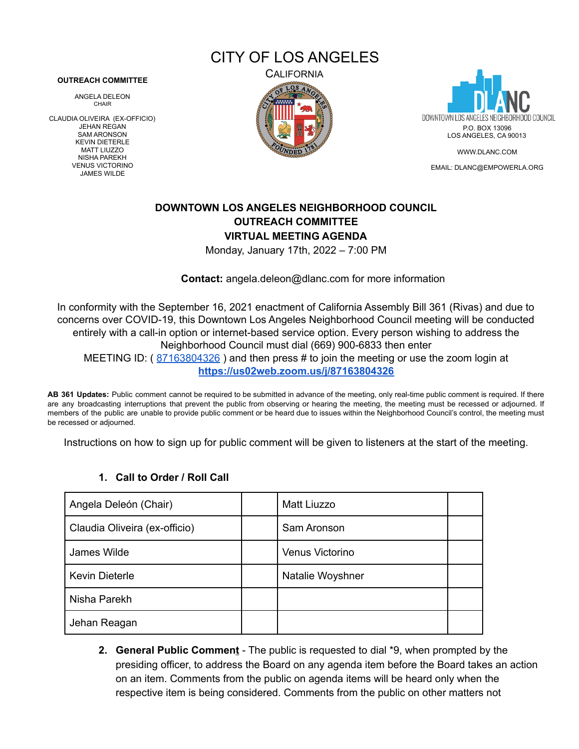# CITY OF LOS ANGELES

CALIFORNIA

**OUTREACH COMMITTEE**

ANGELA DELEON
CHAIR

CLAUDIA OLIVEIRA (EX-OFFICIO)
JEHAN REGAN
SAM ARONSON
KEVIN DIETERLE
MATT LIUZZO
NISHA PAREKH
VENUS VICTORINO
JAMES WILDE

DOWNTOWN LOS ANGELES NEIGHBORHOOD COUNCIL
P.O. BOX 13096
LOS ANGELES, CA 90013

WWW.DLANC.COM

EMAIL: DLANC@EMPOWERLA.ORG

## DOWNTOWN LOS ANGELES NEIGHBORHOOD COUNCIL
## OUTREACH COMMITTEE
## VIRTUAL MEETING AGENDA

Monday, January 17th, 2022 – 7:00 PM

**Contact:** angela.deleon@dlanc.com for more information

In conformity with the September 16, 2021 enactment of California Assembly Bill 361 (Rivas) and due to concerns over COVID-19, this Downtown Los Angeles Neighborhood Council meeting will be conducted entirely with a call-in option or internet-based service option. Every person wishing to address the Neighborhood Council must dial (669) 900-6833 then enter MEETING ID: ( 87163804326 ) and then press # to join the meeting or use the zoom login at **https://us02web.zoom.us/j/87163804326**

**AB 361 Updates:** Public comment cannot be required to be submitted in advance of the meeting, only real-time public comment is required. If there are any broadcasting interruptions that prevent the public from observing or hearing the meeting, the meeting must be recessed or adjourned. If members of the public are unable to provide public comment or be heard due to issues within the Neighborhood Council's control, the meeting must be recessed or adjourned.

Instructions on how to sign up for public comment will be given to listeners at the start of the meeting.

1. **Call to Order / Roll Call**

| Angela Deleón (Chair) | | Matt Liuzzo | |
|---|---|---|---|
| Claudia Oliveira (ex-officio) | | Sam Aronson | |
| James Wilde | | Venus Victorino | |
| Kevin Dieterle | | Natalie Woyshner | |
| Nisha Parekh | | | |
| Jehan Reagan | | | |

2. **General Public Comment** - The public is requested to dial *9, when prompted by the presiding officer, to address the Board on any agenda item before the Board takes an action on an item. Comments from the public on agenda items will be heard only when the respective item is being considered. Comments from the public on other matters not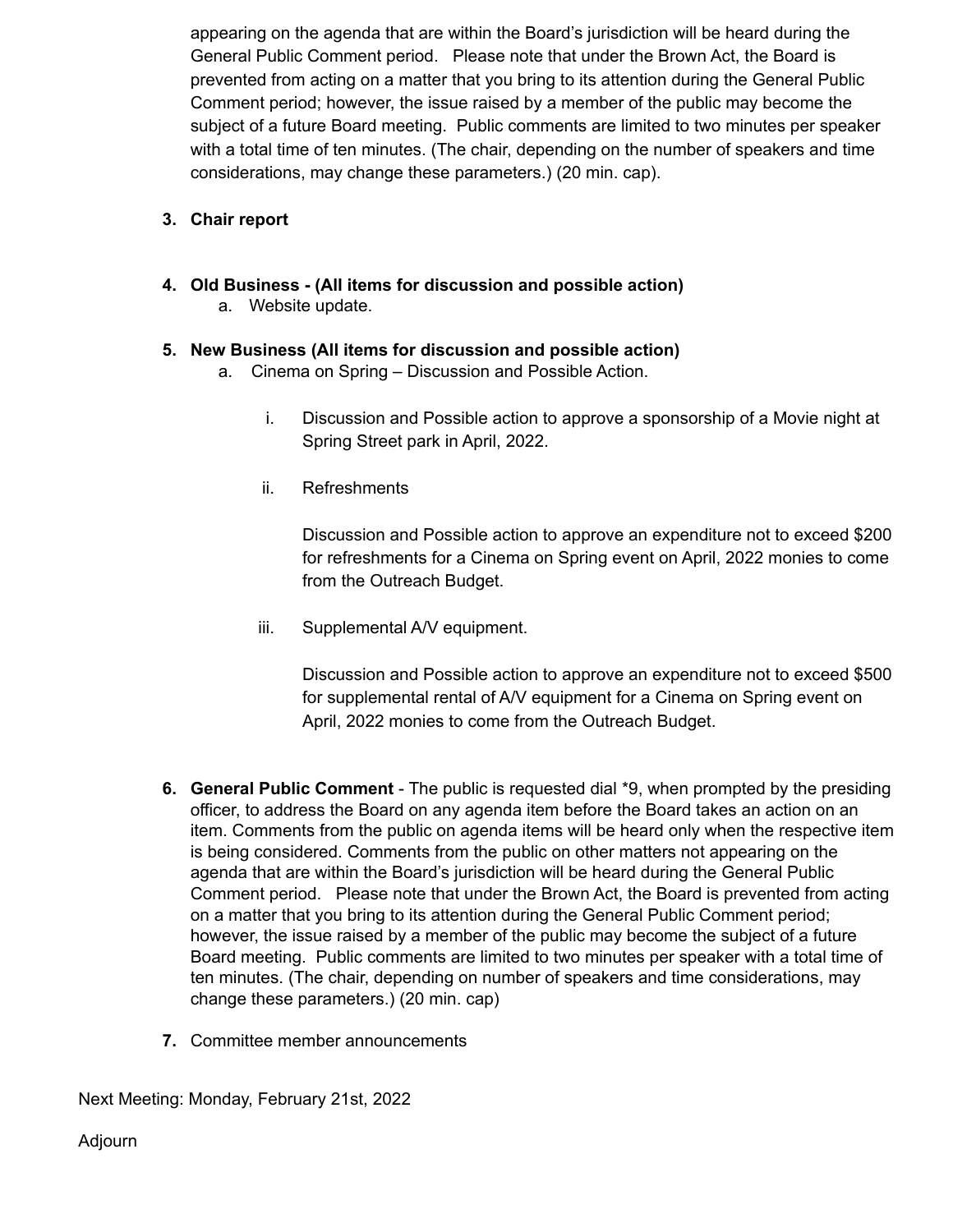appearing on the agenda that are within the Board's jurisdiction will be heard during the General Public Comment period. Please note that under the Brown Act, the Board is prevented from acting on a matter that you bring to its attention during the General Public Comment period; however, the issue raised by a member of the public may become the subject of a future Board meeting. Public comments are limited to two minutes per speaker with a total time of ten minutes. (The chair, depending on the number of speakers and time considerations, may change these parameters.) (20 min. cap).

3. **Chair report**

4. **Old Business - (All items for discussion and possible action)**
   a. Website update.

5. **New Business (All items for discussion and possible action)**
   a. Cinema on Spring – Discussion and Possible Action.

      i. Discussion and Possible action to approve a sponsorship of a Movie night at Spring Street park in April, 2022.

      ii. Refreshments

         Discussion and Possible action to approve an expenditure not to exceed $200 for refreshments for a Cinema on Spring event on April, 2022 monies to come from the Outreach Budget.

      iii. Supplemental A/V equipment.

         Discussion and Possible action to approve an expenditure not to exceed $500 for supplemental rental of A/V equipment for a Cinema on Spring event on April, 2022 monies to come from the Outreach Budget.

6. **General Public Comment** - The public is requested dial *9, when prompted by the presiding officer, to address the Board on any agenda item before the Board takes an action on an item. Comments from the public on agenda items will be heard only when the respective item is being considered. Comments from the public on other matters not appearing on the agenda that are within the Board's jurisdiction will be heard during the General Public Comment period. Please note that under the Brown Act, the Board is prevented from acting on a matter that you bring to its attention during the General Public Comment period; however, the issue raised by a member of the public may become the subject of a future Board meeting. Public comments are limited to two minutes per speaker with a total time of ten minutes. (The chair, depending on number of speakers and time considerations, may change these parameters.) (20 min. cap)

7. Committee member announcements

Next Meeting: Monday, February 21st, 2022

Adjourn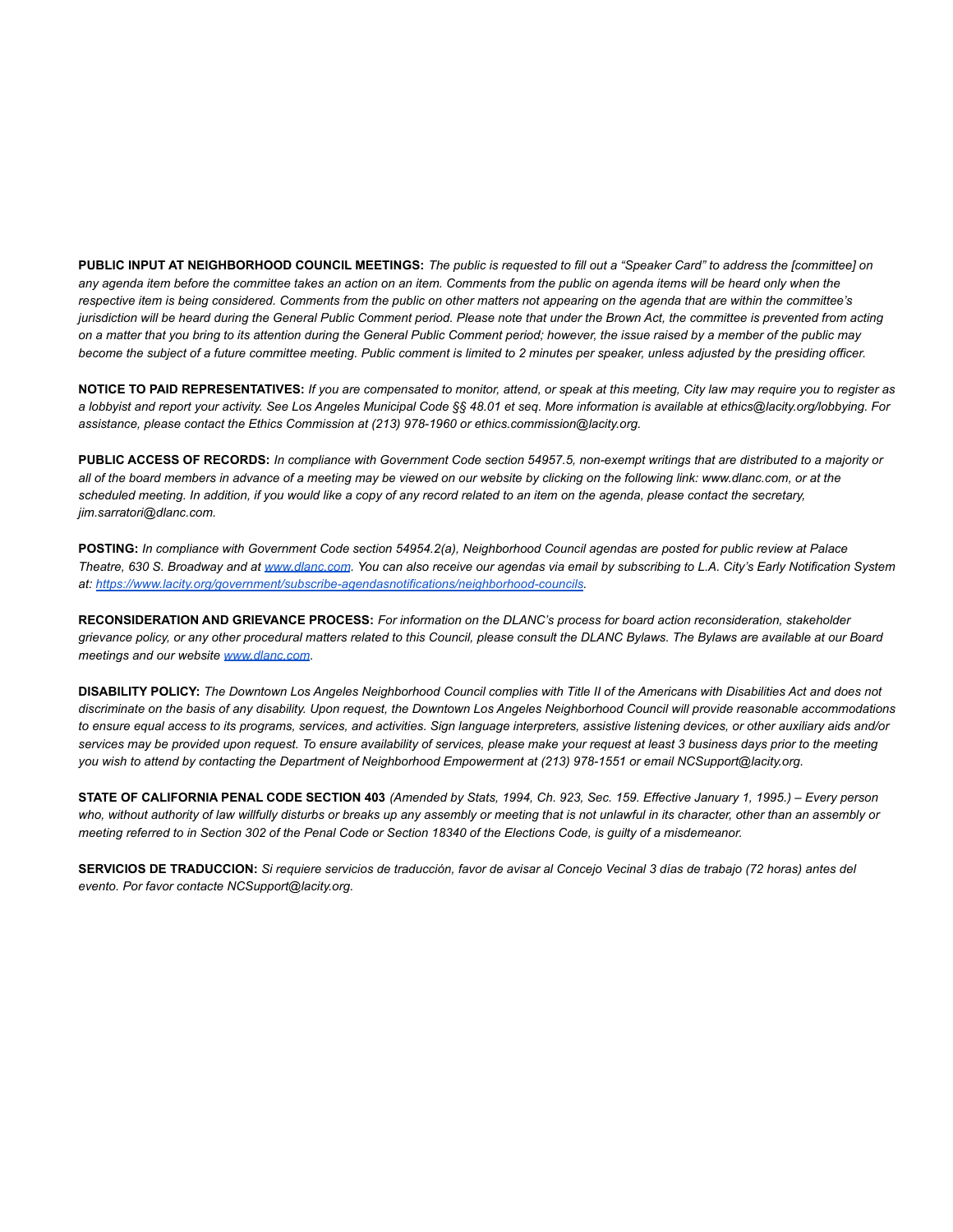**PUBLIC INPUT AT NEIGHBORHOOD COUNCIL MEETINGS:** *The public is requested to fill out a "Speaker Card" to address the [committee] on any agenda item before the committee takes an action on an item. Comments from the public on agenda items will be heard only when the respective item is being considered. Comments from the public on other matters not appearing on the agenda that are within the committee's jurisdiction will be heard during the General Public Comment period. Please note that under the Brown Act, the committee is prevented from acting on a matter that you bring to its attention during the General Public Comment period; however, the issue raised by a member of the public may become the subject of a future committee meeting. Public comment is limited to 2 minutes per speaker, unless adjusted by the presiding officer.*

**NOTICE TO PAID REPRESENTATIVES:** *If you are compensated to monitor, attend, or speak at this meeting, City law may require you to register as a lobbyist and report your activity. See Los Angeles Municipal Code §§ 48.01 et seq. More information is available at ethics@lacity.org/lobbying. For assistance, please contact the Ethics Commission at (213) 978-1960 or ethics.commission@lacity.org.*

**PUBLIC ACCESS OF RECORDS:** *In compliance with Government Code section 54957.5, non-exempt writings that are distributed to a majority or all of the board members in advance of a meeting may be viewed on our website by clicking on the following link: www.dlanc.com, or at the scheduled meeting. In addition, if you would like a copy of any record related to an item on the agenda, please contact the secretary, jim.sarratori@dlanc.com.*

**POSTING:** *In compliance with Government Code section 54954.2(a), Neighborhood Council agendas are posted for public review at Palace Theatre, 630 S. Broadway and at [www.dlanc.com](http://www.dlanc.com). You can also receive our agendas via email by subscribing to L.A. City's Early Notification System at: [https://www.lacity.org/government/subscribe-agendasnotifications/neighborhood-councils](https://www.lacity.org/government/subscribe-agendasnotifications/neighborhood-councils).*

**RECONSIDERATION AND GRIEVANCE PROCESS:** *For information on the DLANC's process for board action reconsideration, stakeholder grievance policy, or any other procedural matters related to this Council, please consult the DLANC Bylaws. The Bylaws are available at our Board meetings and our website [www.dlanc.com](http://www.dlanc.com).*

**DISABILITY POLICY:** *The Downtown Los Angeles Neighborhood Council complies with Title II of the Americans with Disabilities Act and does not discriminate on the basis of any disability. Upon request, the Downtown Los Angeles Neighborhood Council will provide reasonable accommodations to ensure equal access to its programs, services, and activities. Sign language interpreters, assistive listening devices, or other auxiliary aids and/or services may be provided upon request. To ensure availability of services, please make your request at least 3 business days prior to the meeting you wish to attend by contacting the Department of Neighborhood Empowerment at (213) 978-1551 or email NCSupport@lacity.org.*

**STATE OF CALIFORNIA PENAL CODE SECTION 403** *(Amended by Stats, 1994, Ch. 923, Sec. 159. Effective January 1, 1995.) – Every person who, without authority of law willfully disturbs or breaks up any assembly or meeting that is not unlawful in its character, other than an assembly or meeting referred to in Section 302 of the Penal Code or Section 18340 of the Elections Code, is guilty of a misdemeanor.*

**SERVICIOS DE TRADUCCION:** *Si requiere servicios de traducción, favor de avisar al Concejo Vecinal 3 días de trabajo (72 horas) antes del evento. Por favor contacte NCSupport@lacity.org.*